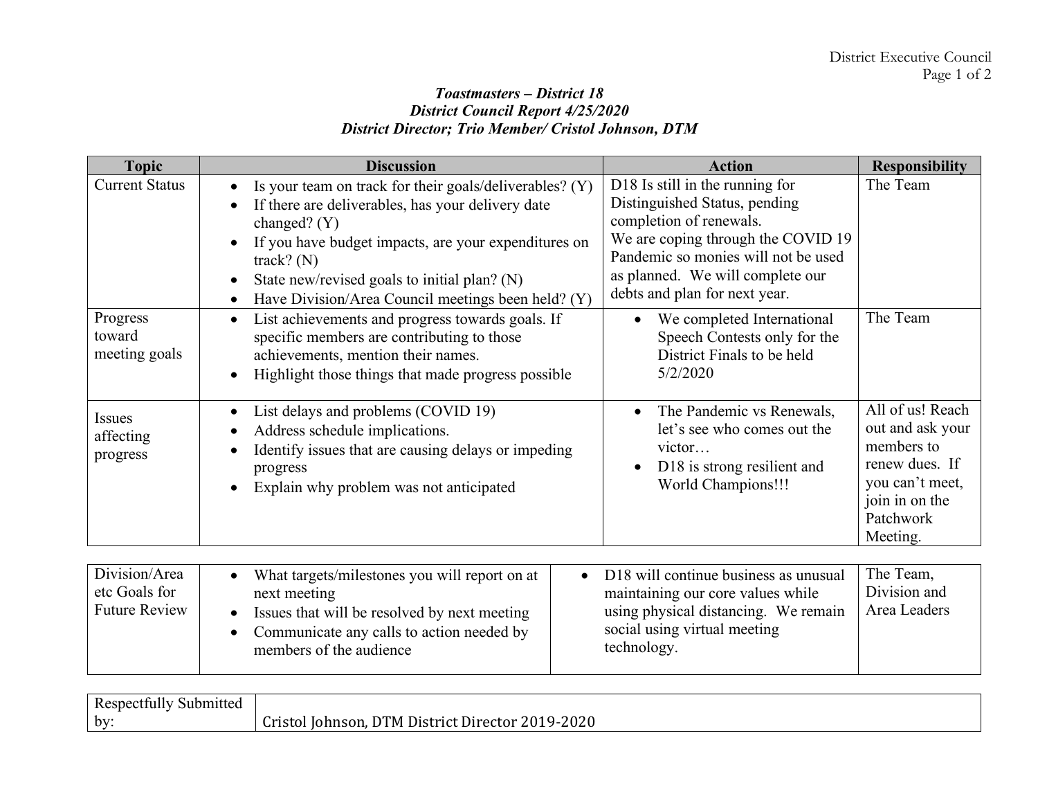District Executive Council

***Toastmasters – District 18***
***District Council Report 4/25/2020***
***District Director; Trio Member/ Cristol Johnson, DTM***

| Topic | Discussion | Action | Responsibility |
|---|---|---|---|
| Current Status | • Is your team on track for their goals/deliverables? (Y)<br>• If there are deliverables, has your delivery date changed? (Y)<br>• If you have budget impacts, are your expenditures on track? (N)<br>• State new/revised goals to initial plan? (N)<br>• Have Division/Area Council meetings been held? (Y) | D18 Is still in the running for Distinguished Status, pending completion of renewals.<br>We are coping through the COVID 19 Pandemic so monies will not be used as planned. We will complete our debts and plan for next year. | The Team |
| Progress toward meeting goals | • List achievements and progress towards goals. If specific members are contributing to those achievements, mention their names.<br>• Highlight those things that made progress possible | • We completed International Speech Contests only for the District Finals to be held 5/2/2020 | The Team |
| Issues affecting progress | • List delays and problems (COVID 19)<br>• Address schedule implications.<br>• Identify issues that are causing delays or impeding progress<br>• Explain why problem was not anticipated | • The Pandemic vs Renewals, let's see who comes out the victor…<br>• D18 is strong resilient and World Champions!!! | All of us! Reach out and ask your members to renew dues. If you can't meet, join in on the Patchwork Meeting. |

| Division/Area etc Goals for Future Review | • What targets/milestones you will report on at next meeting<br>• Issues that will be resolved by next meeting<br>• Communicate any calls to action needed by members of the audience | • D18 will continue business as unusual maintaining our core values while using physical distancing. We remain social using virtual meeting technology. | The Team, Division and Area Leaders |
|---|---|---|---|

| Respectfully Submitted by: | Cristol Johnson, DTM District Director 2019-2020 |
|---|---|